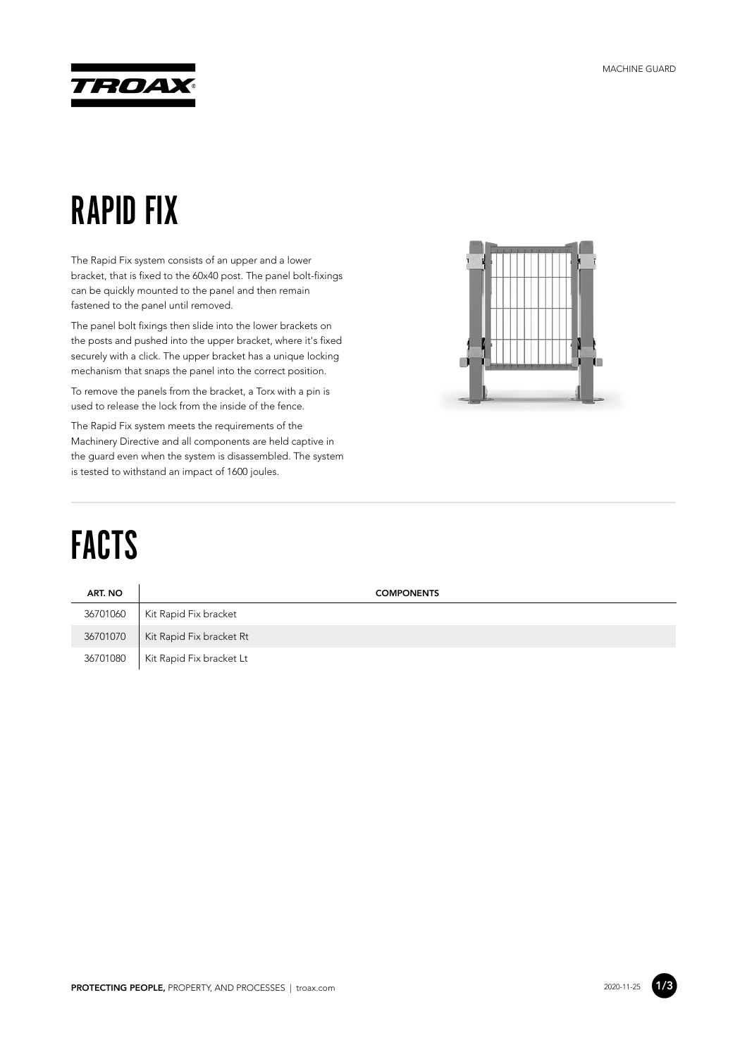# RAPID FIX

The Rapid Fix system consists of an upper and a lower bracket, that is fixed to the 60x40 post. The panel bolt-fixings can be quickly mounted to the panel and then remain fastened to the panel until removed.

The panel bolt fixings then slide into the lower brackets on the posts and pushed into the upper bracket, where it's fixed securely with a click. The upper bracket has a unique locking mechanism that snaps the panel into the correct position.

To remove the panels from the bracket, a Torx with a pin is used to release the lock from the inside of the fence.

The Rapid Fix system meets the requirements of the Machinery Directive and all components are held captive in the guard even when the system is disassembled. The system is tested to withstand an impact of 1600 joules.

# FACTS

| ART. NO | COMPONENTS |
|---|---|
| 36701060 | Kit Rapid Fix bracket |
| 36701070 | Kit Rapid Fix bracket Rt |
| 36701080 | Kit Rapid Fix bracket Lt |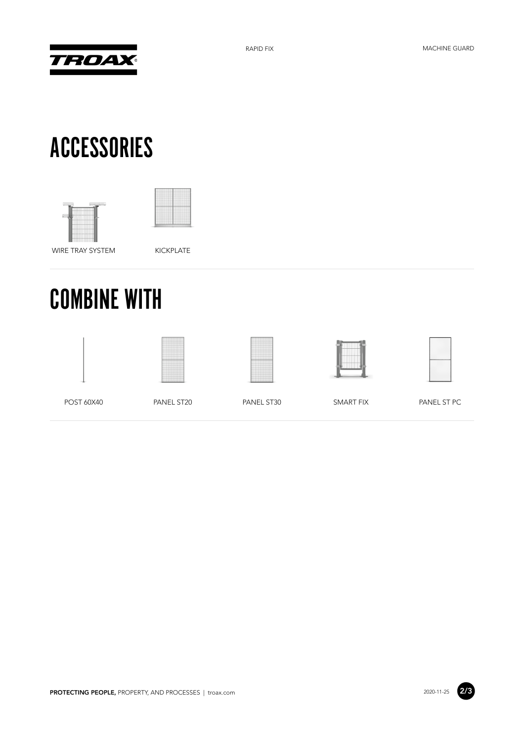# ACCESSORIES

WIRE TRAY SYSTEM

KICKPLATE

# COMBINE WITH

POST 60X40

PANEL ST20

PANEL ST30

SMART FIX

PANEL ST PC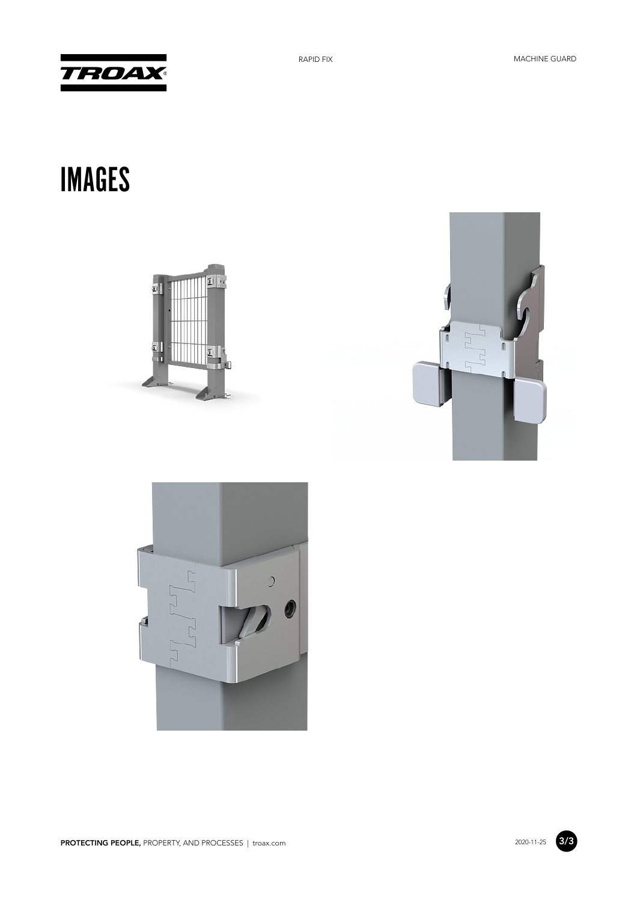# IMAGES